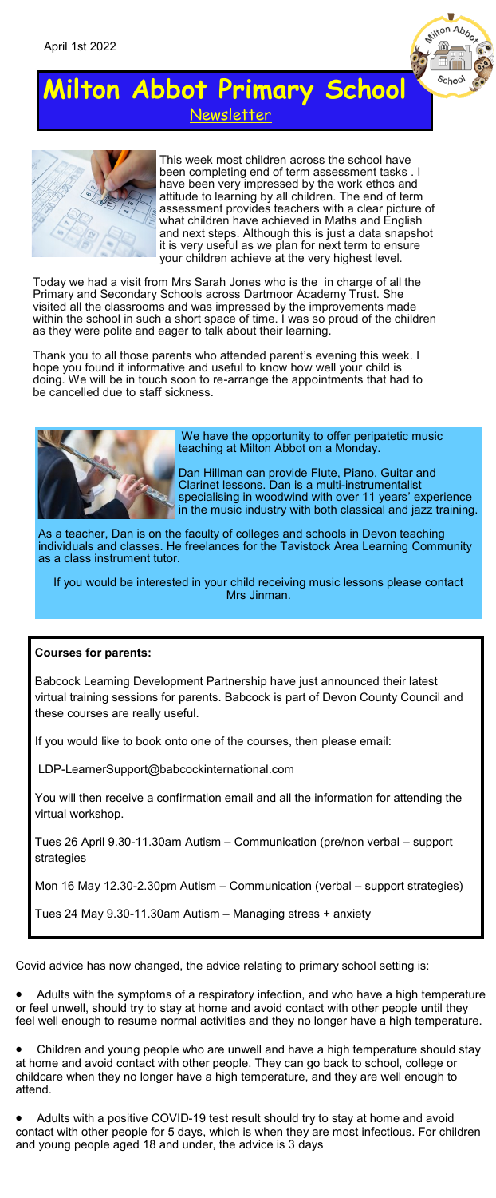April 1st 2022

# Milton Abbot Primary School

Newsletter

This week most children across the school have been completing end of term assessment tasks . I have been very impressed by the work ethos and attitude to learning by all children. The end of term assessment provides teachers with a clear picture of what children have achieved in Maths and English and next steps. Although this is just a data snapshot it is very useful as we plan for next term to ensure your children achieve at the very highest level.

Today we had a visit from Mrs Sarah Jones who is the in charge of all the Primary and Secondary Schools across Dartmoor Academy Trust. She visited all the classrooms and was impressed by the improvements made within the school in such a short space of time. I was so proud of the children as they were polite and eager to talk about their learning.

Thank you to all those parents who attended parent's evening this week. I hope you found it informative and useful to know how well your child is doing. We will be in touch soon to re-arrange the appointments that had to be cancelled due to staff sickness.

We have the opportunity to offer peripatetic music teaching at Milton Abbot on a Monday.

Dan Hillman can provide Flute, Piano, Guitar and Clarinet lessons. Dan is a multi-instrumentalist specialising in woodwind with over 11 years' experience in the music industry with both classical and jazz training.

As a teacher, Dan is on the faculty of colleges and schools in Devon teaching individuals and classes. He freelances for the Tavistock Area Learning Community as a class instrument tutor.

If you would be interested in your child receiving music lessons please contact Mrs Jinman.

**Courses for parents:**

Babcock Learning Development Partnership have just announced their latest virtual training sessions for parents. Babcock is part of Devon County Council and these courses are really useful.

If you would like to book onto one of the courses, then please email:

LDP-LearnerSupport@babcockinternational.com

You will then receive a confirmation email and all the information for attending the virtual workshop.

Tues 26 April 9.30-11.30am Autism – Communication (pre/non verbal – support strategies

Mon 16 May 12.30-2.30pm Autism – Communication (verbal – support strategies)

Tues 24 May 9.30-11.30am Autism – Managing stress + anxiety

Covid advice has now changed, the advice relating to primary school setting is:

- Adults with the symptoms of a respiratory infection, and who have a high temperature or feel unwell, should try to stay at home and avoid contact with other people until they feel well enough to resume normal activities and they no longer have a high temperature.
- Children and young people who are unwell and have a high temperature should stay at home and avoid contact with other people. They can go back to school, college or childcare when they no longer have a high temperature, and they are well enough to attend.
- Adults with a positive COVID-19 test result should try to stay at home and avoid contact with other people for 5 days, which is when they are most infectious. For children and young people aged 18 and under, the advice is 3 days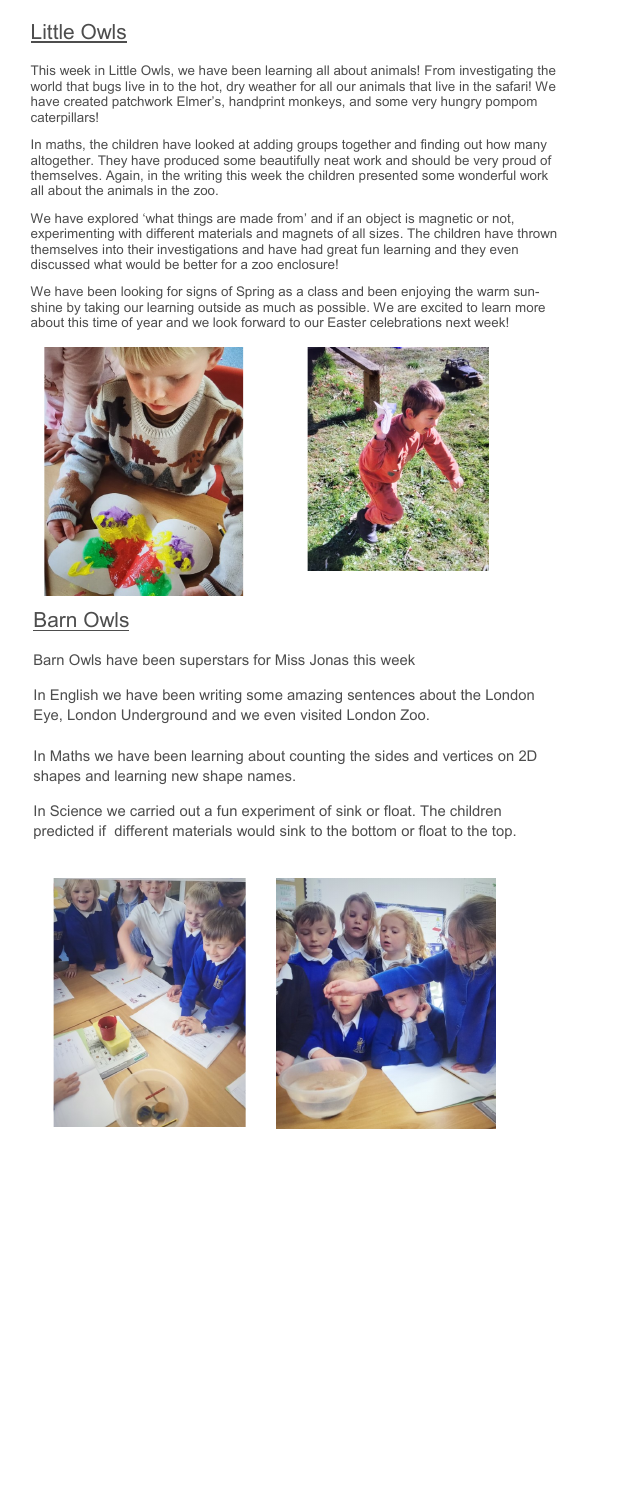## Little Owls

This week in Little Owls, we have been learning all about animals! From investigating the world that bugs live in to the hot, dry weather for all our animals that live in the safari! We have created patchwork Elmer's, handprint monkeys, and some very hungry pompom caterpillars!

In maths, the children have looked at adding groups together and finding out how many altogether. They have produced some beautifully neat work and should be very proud of themselves. Again, in the writing this week the children presented some wonderful work all about the animals in the zoo.

We have explored 'what things are made from' and if an object is magnetic or not, experimenting with different materials and magnets of all sizes. The children have thrown themselves into their investigations and have had great fun learning and they even discussed what would be better for a zoo enclosure!

We have been looking for signs of Spring as a class and been enjoying the warm sunshine by taking our learning outside as much as possible. We are excited to learn more about this time of year and we look forward to our Easter celebrations next week!

## Barn Owls

Barn Owls have been superstars for Miss Jonas this week

In English we have been writing some amazing sentences about the London Eye, London Underground and we even visited London Zoo.

In Maths we have been learning about counting the sides and vertices on 2D shapes and learning new shape names.

In Science we carried out a fun experiment of sink or float. The children predicted if different materials would sink to the bottom or float to the top.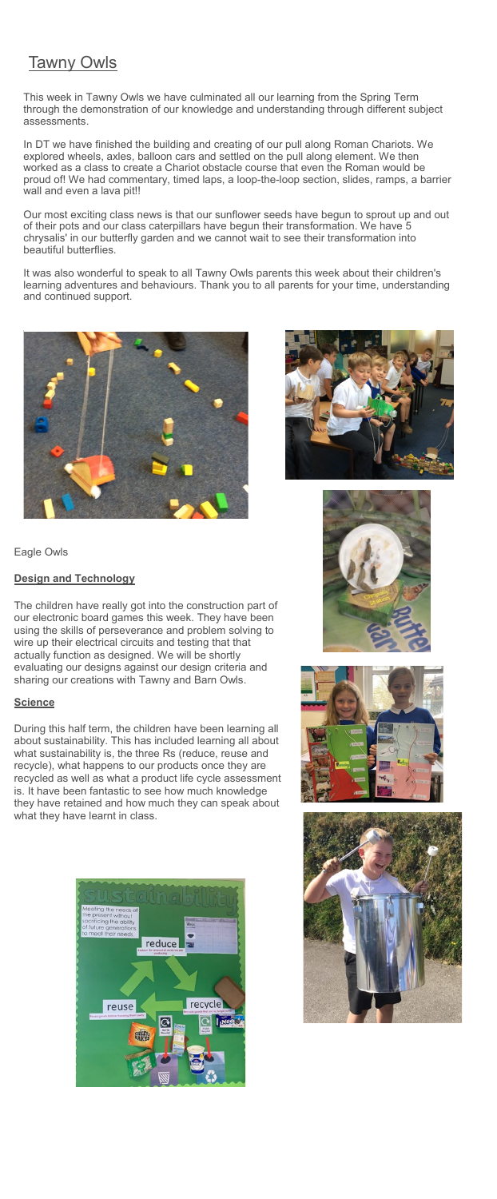## Tawny Owls

This week in Tawny Owls we have culminated all our learning from the Spring Term through the demonstration of our knowledge and understanding through different subject assessments.

In DT we have finished the building and creating of our pull along Roman Chariots. We explored wheels, axles, balloon cars and settled on the pull along element. We then worked as a class to create a Chariot obstacle course that even the Roman would be proud of! We had commentary, timed laps, a loop-the-loop section, slides, ramps, a barrier wall and even a lava pit!!

Our most exciting class news is that our sunflower seeds have begun to sprout up and out of their pots and our class caterpillars have begun their transformation. We have 5 chrysalis' in our butterfly garden and we cannot wait to see their transformation into beautiful butterflies.

It was also wonderful to speak to all Tawny Owls parents this week about their children's learning adventures and behaviours. Thank you to all parents for your time, understanding and continued support.

Eagle Owls

**Design and Technology**

The children have really got into the construction part of our electronic board games this week. They have been using the skills of perseverance and problem solving to wire up their electrical circuits and testing that that actually function as designed. We will be shortly evaluating our designs against our design criteria and sharing our creations with Tawny and Barn Owls.

**Science**

During this half term, the children have been learning all about sustainability. This has included learning all about what sustainability is, the three Rs (reduce, reuse and recycle), what happens to our products once they are recycled as well as what a product life cycle assessment is. It have been fantastic to see how much knowledge they have retained and how much they can speak about what they have learnt in class.